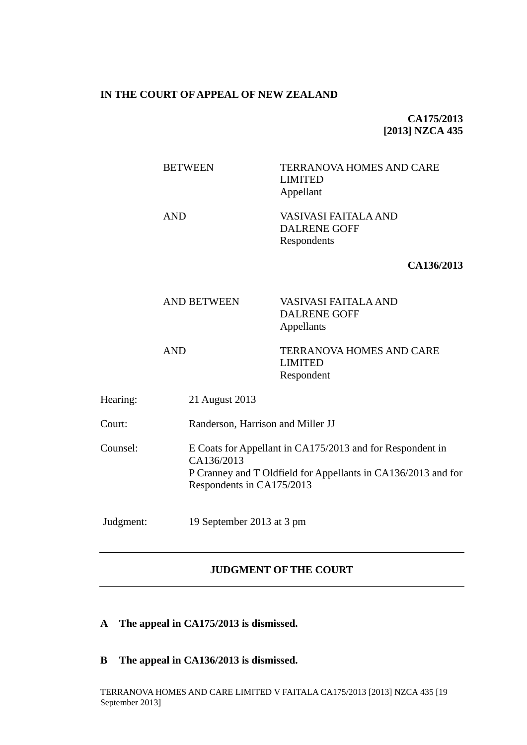**IN THE COURT OF APPEAL OF NEW ZEALAND**

**CA175/2013**
**[2013] NZCA 435**

| | |
|---|---|
| BETWEEN | TERRANOVA HOMES AND CARE LIMITED<br>Appellant |
| AND | VASIVASI FAITALA AND DALRENE GOFF<br>Respondents |

**CA136/2013**

| | |
|---|---|
| AND BETWEEN | VASIVASI FAITALA AND DALRENE GOFF<br>Appellants |
| AND | TERRANOVA HOMES AND CARE LIMITED<br>Respondent |

| | |
|---|---|
| Hearing: | 21 August 2013 |
| Court: | Randerson, Harrison and Miller JJ |
| Counsel: | E Coats for Appellant in CA175/2013 and for Respondent in CA136/2013<br>P Cranney and T Oldfield for Appellants in CA136/2013 and for Respondents in CA175/2013 |
| Judgment: | 19 September 2013 at 3 pm |

---

## JUDGMENT OF THE COURT

---

**A The appeal in CA175/2013 is dismissed.**

**B The appeal in CA136/2013 is dismissed.**

TERRANOVA HOMES AND CARE LIMITED V FAITALA CA175/2013 [2013] NZCA 435 [19 September 2013]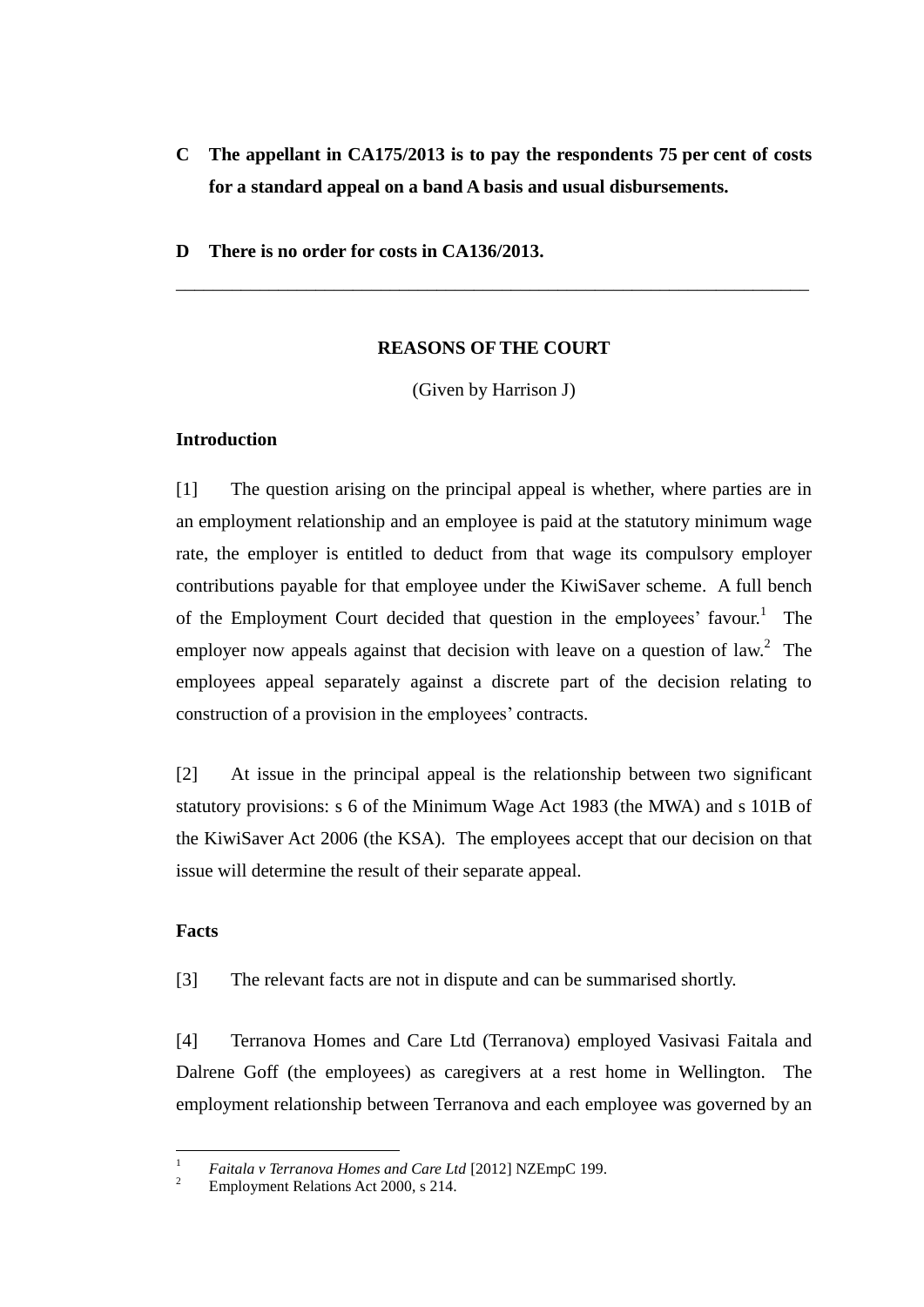**C The appellant in CA175/2013 is to pay the respondents 75 per cent of costs for a standard appeal on a band A basis and usual disbursements.**

**D There is no order for costs in CA136/2013.**

---

## REASONS OF THE COURT

(Given by Harrison J)

### Introduction

[1] The question arising on the principal appeal is whether, where parties are in an employment relationship and an employee is paid at the statutory minimum wage rate, the employer is entitled to deduct from that wage its compulsory employer contributions payable for that employee under the KiwiSaver scheme. A full bench of the Employment Court decided that question in the employees' favour.[1] The employer now appeals against that decision with leave on a question of law.[2] The employees appeal separately against a discrete part of the decision relating to construction of a provision in the employees' contracts.

[2] At issue in the principal appeal is the relationship between two significant statutory provisions: s 6 of the Minimum Wage Act 1983 (the MWA) and s 101B of the KiwiSaver Act 2006 (the KSA). The employees accept that our decision on that issue will determine the result of their separate appeal.

### Facts

[3] The relevant facts are not in dispute and can be summarised shortly.

[4] Terranova Homes and Care Ltd (Terranova) employed Vasivasi Faitala and Dalrene Goff (the employees) as caregivers at a rest home in Wellington. The employment relationship between Terranova and each employee was governed by an

---

[1] *Faitala v Terranova Homes and Care Ltd* [2012] NZEmpC 199.

[2] Employment Relations Act 2000, s 214.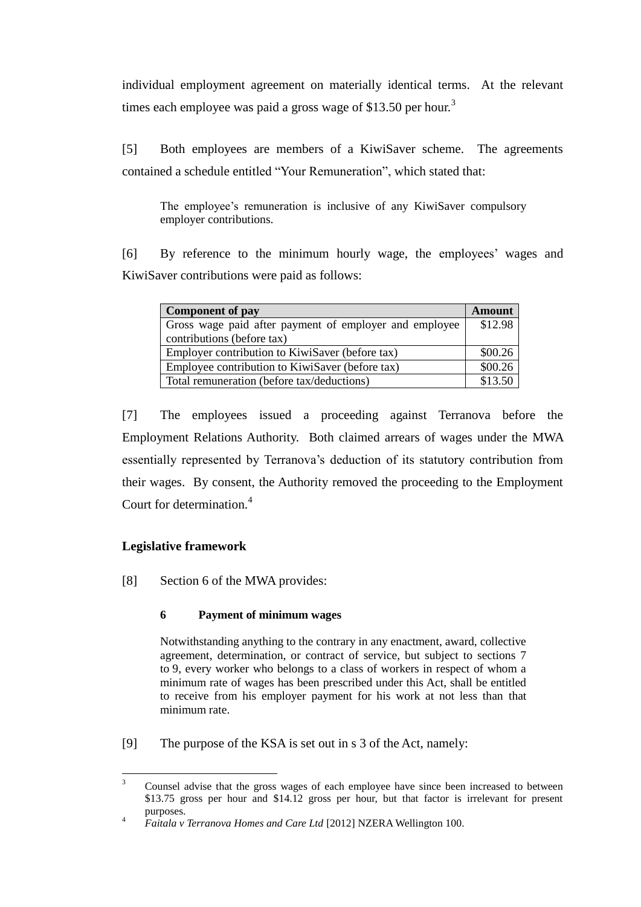individual employment agreement on materially identical terms. At the relevant times each employee was paid a gross wage of $13.50 per hour.[3]

[5] Both employees are members of a KiwiSaver scheme. The agreements contained a schedule entitled "Your Remuneration", which stated that:

> The employee's remuneration is inclusive of any KiwiSaver compulsory employer contributions.

[6] By reference to the minimum hourly wage, the employees' wages and KiwiSaver contributions were paid as follows:

| **Component of pay** | **Amount** |
|---|---|
| Gross wage paid after payment of employer and employee contributions (before tax) | $12.98 |
| Employer contribution to KiwiSaver (before tax) | $00.26 |
| Employee contribution to KiwiSaver (before tax) | $00.26 |
| Total remuneration (before tax/deductions) | $13.50 |

[7] The employees issued a proceeding against Terranova before the Employment Relations Authority. Both claimed arrears of wages under the MWA essentially represented by Terranova's deduction of its statutory contribution from their wages. By consent, the Authority removed the proceeding to the Employment Court for determination.[4]

## Legislative framework

[8] Section 6 of the MWA provides:

> **6 Payment of minimum wages**
>
> Notwithstanding anything to the contrary in any enactment, award, collective agreement, determination, or contract of service, but subject to sections 7 to 9, every worker who belongs to a class of workers in respect of whom a minimum rate of wages has been prescribed under this Act, shall be entitled to receive from his employer payment for his work at not less than that minimum rate.

[9] The purpose of the KSA is set out in s 3 of the Act, namely:

---

[3] Counsel advise that the gross wages of each employee have since been increased to between $13.75 gross per hour and $14.12 gross per hour, but that factor is irrelevant for present purposes.

[4] *Faitala v Terranova Homes and Care Ltd* [2012] NZERA Wellington 100.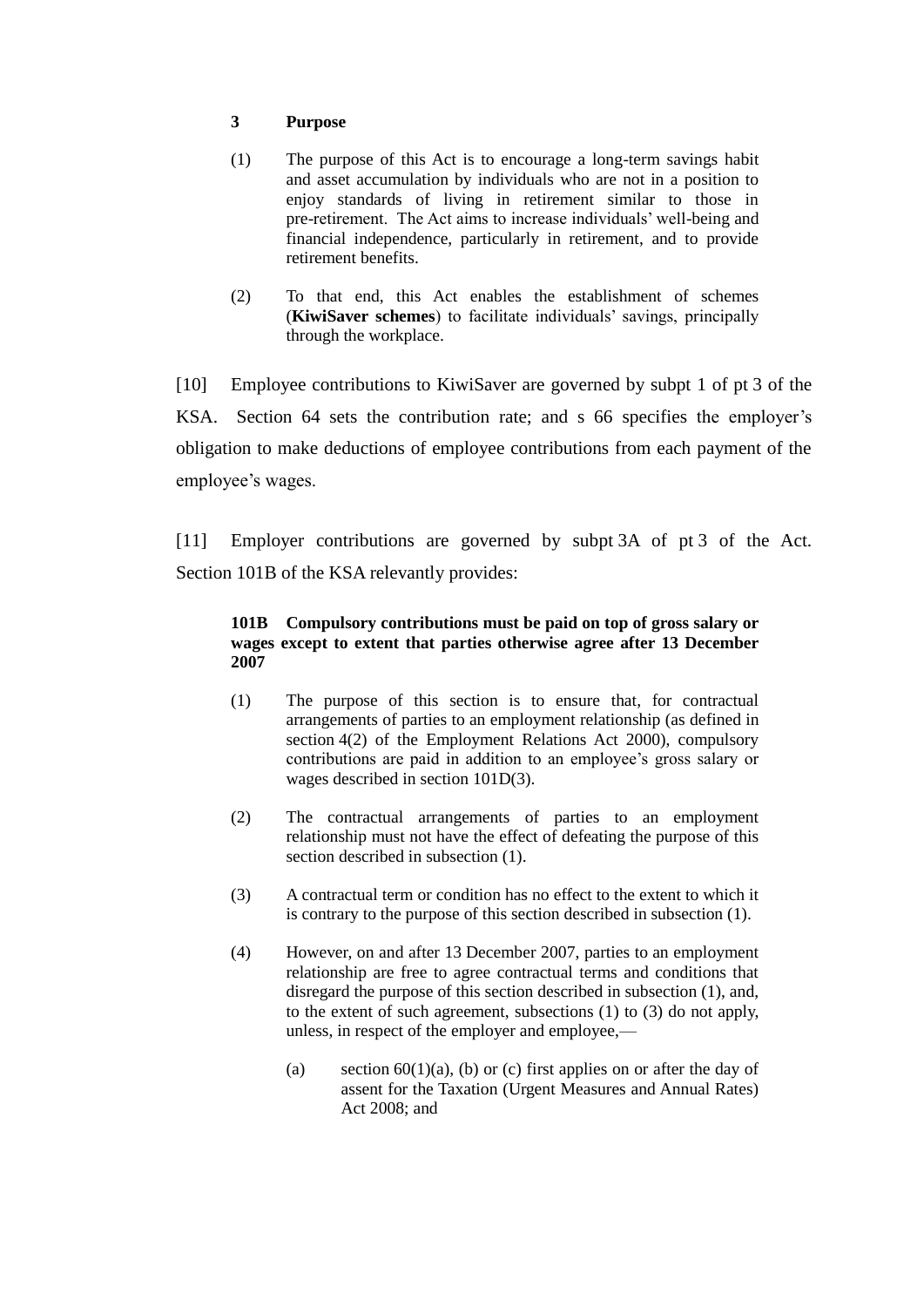**3 Purpose**

(1) The purpose of this Act is to encourage a long-term savings habit and asset accumulation by individuals who are not in a position to enjoy standards of living in retirement similar to those in pre-retirement. The Act aims to increase individuals' well-being and financial independence, particularly in retirement, and to provide retirement benefits.

(2) To that end, this Act enables the establishment of schemes (**KiwiSaver schemes**) to facilitate individuals' savings, principally through the workplace.

[10] Employee contributions to KiwiSaver are governed by subpt 1 of pt 3 of the KSA. Section 64 sets the contribution rate; and s 66 specifies the employer's obligation to make deductions of employee contributions from each payment of the employee's wages.

[11] Employer contributions are governed by subpt 3A of pt 3 of the Act. Section 101B of the KSA relevantly provides:

**101B Compulsory contributions must be paid on top of gross salary or wages except to extent that parties otherwise agree after 13 December 2007**

(1) The purpose of this section is to ensure that, for contractual arrangements of parties to an employment relationship (as defined in section 4(2) of the Employment Relations Act 2000), compulsory contributions are paid in addition to an employee's gross salary or wages described in section 101D(3).

(2) The contractual arrangements of parties to an employment relationship must not have the effect of defeating the purpose of this section described in subsection (1).

(3) A contractual term or condition has no effect to the extent to which it is contrary to the purpose of this section described in subsection (1).

(4) However, on and after 13 December 2007, parties to an employment relationship are free to agree contractual terms and conditions that disregard the purpose of this section described in subsection (1), and, to the extent of such agreement, subsections (1) to (3) do not apply, unless, in respect of the employer and employee,—

(a) section 60(1)(a), (b) or (c) first applies on or after the day of assent for the Taxation (Urgent Measures and Annual Rates) Act 2008; and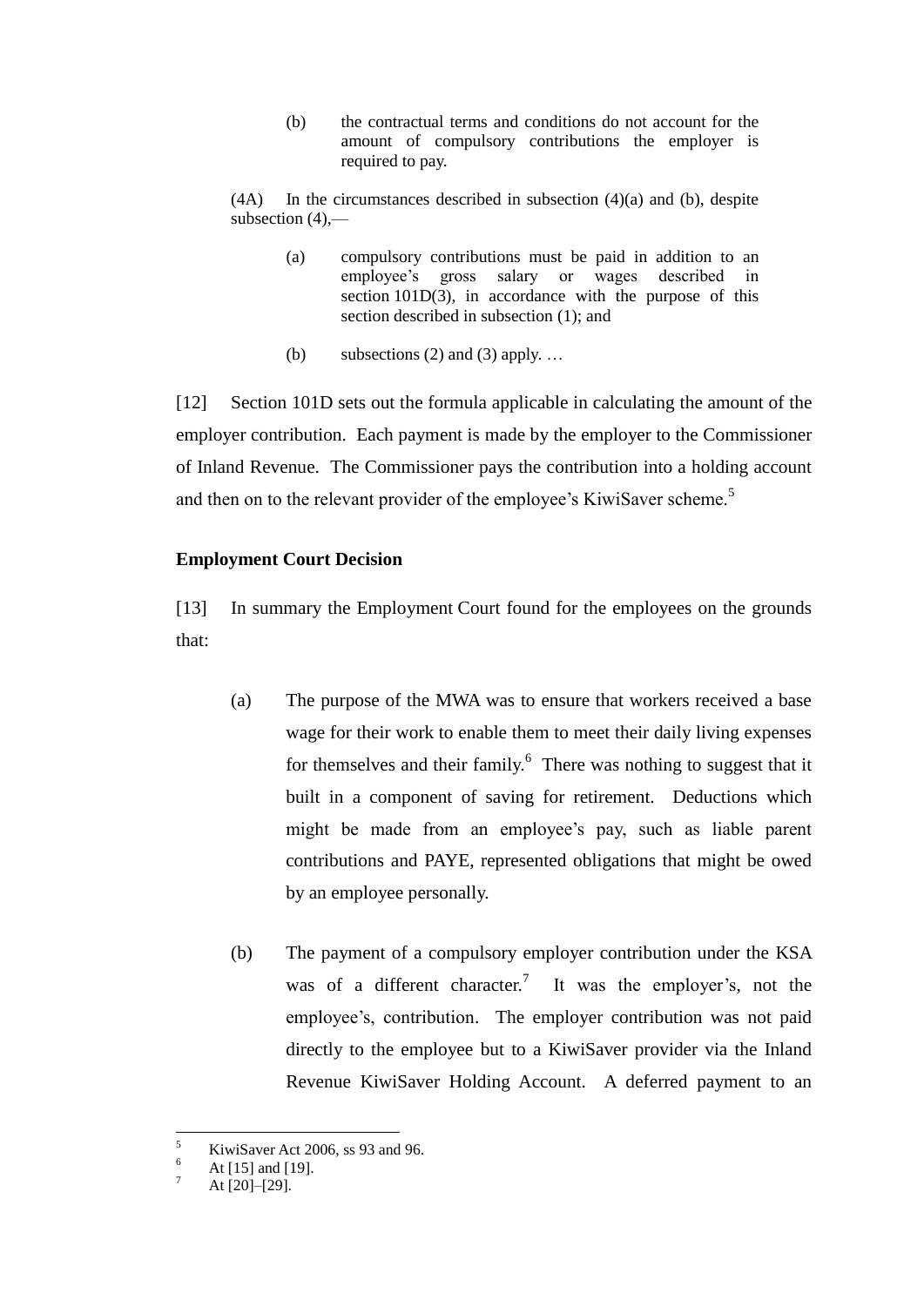> (b) the contractual terms and conditions do not account for the amount of compulsory contributions the employer is required to pay.
>
> (4A) In the circumstances described in subsection (4)(a) and (b), despite subsection (4),—
>
> > (a) compulsory contributions must be paid in addition to an employee's gross salary or wages described in section 101D(3), in accordance with the purpose of this section described in subsection (1); and
> >
> > (b) subsections (2) and (3) apply. …

[12] Section 101D sets out the formula applicable in calculating the amount of the employer contribution. Each payment is made by the employer to the Commissioner of Inland Revenue. The Commissioner pays the contribution into a holding account and then on to the relevant provider of the employee's KiwiSaver scheme.[5]

**Employment Court Decision**

[13] In summary the Employment Court found for the employees on the grounds that:

(a) The purpose of the MWA was to ensure that workers received a base wage for their work to enable them to meet their daily living expenses for themselves and their family.[6] There was nothing to suggest that it built in a component of saving for retirement. Deductions which might be made from an employee's pay, such as liable parent contributions and PAYE, represented obligations that might be owed by an employee personally.

(b) The payment of a compulsory employer contribution under the KSA was of a different character.[7] It was the employer's, not the employee's, contribution. The employer contribution was not paid directly to the employee but to a KiwiSaver provider via the Inland Revenue KiwiSaver Holding Account. A deferred payment to an

---

[5] KiwiSaver Act 2006, ss 93 and 96.

[6] At [15] and [19].

[7] At [20]–[29].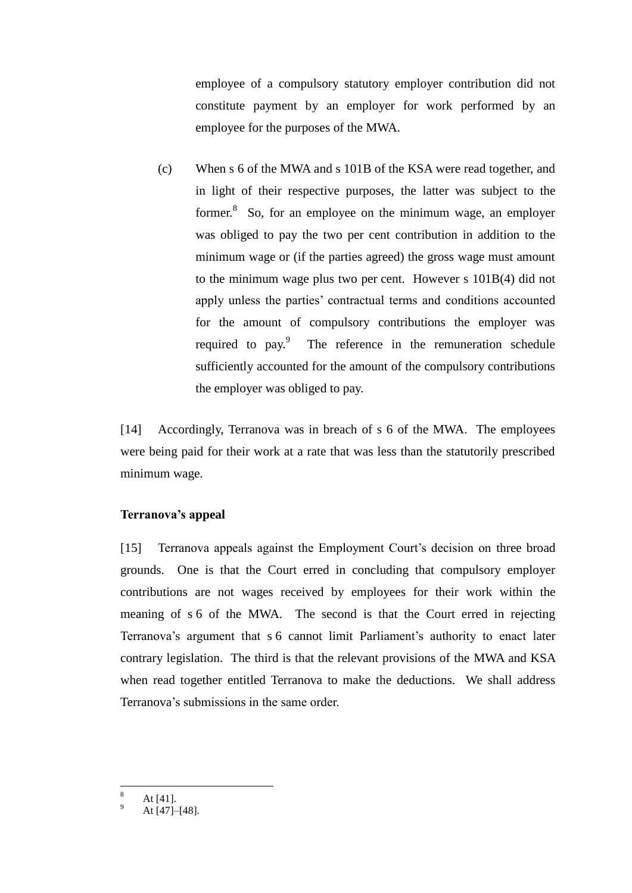employee of a compulsory statutory employer contribution did not constitute payment by an employer for work performed by an employee for the purposes of the MWA.

(c) When s 6 of the MWA and s 101B of the KSA were read together, and in light of their respective purposes, the latter was subject to the former.[8] So, for an employee on the minimum wage, an employer was obliged to pay the two per cent contribution in addition to the minimum wage or (if the parties agreed) the gross wage must amount to the minimum wage plus two per cent. However s 101B(4) did not apply unless the parties' contractual terms and conditions accounted for the amount of compulsory contributions the employer was required to pay.[9] The reference in the remuneration schedule sufficiently accounted for the amount of the compulsory contributions the employer was obliged to pay.

[14] Accordingly, Terranova was in breach of s 6 of the MWA. The employees were being paid for their work at a rate that was less than the statutorily prescribed minimum wage.

**Terranova's appeal**

[15] Terranova appeals against the Employment Court's decision on three broad grounds. One is that the Court erred in concluding that compulsory employer contributions are not wages received by employees for their work within the meaning of s 6 of the MWA. The second is that the Court erred in rejecting Terranova's argument that s 6 cannot limit Parliament's authority to enact later contrary legislation. The third is that the relevant provisions of the MWA and KSA when read together entitled Terranova to make the deductions. We shall address Terranova's submissions in the same order.

---

[8] At [41].

[9] At [47]–[48].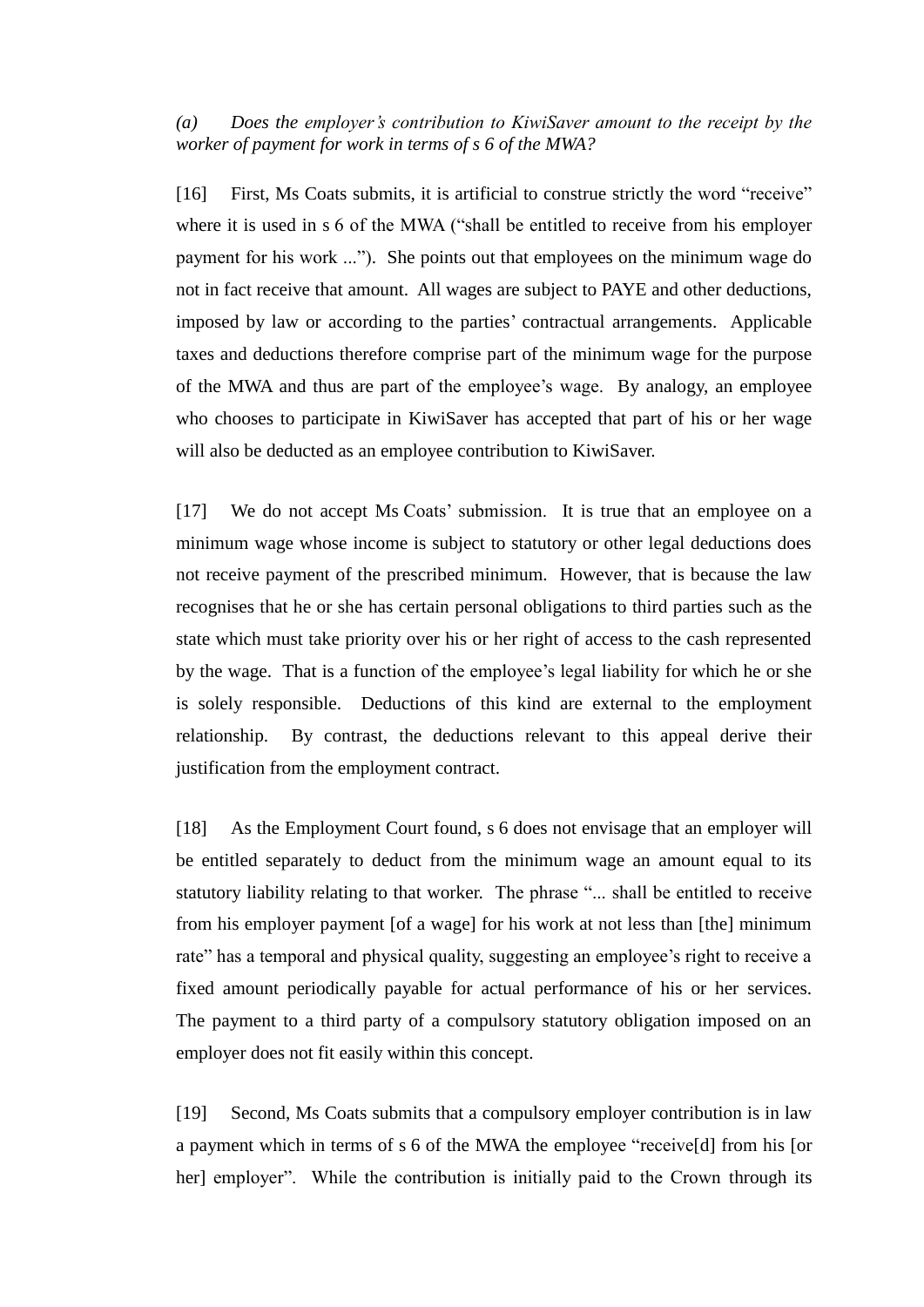*(a) Does the employer's contribution to KiwiSaver amount to the receipt by the worker of payment for work in terms of s 6 of the MWA?*

[16] First, Ms Coats submits, it is artificial to construe strictly the word "receive" where it is used in s 6 of the MWA ("shall be entitled to receive from his employer payment for his work ..."). She points out that employees on the minimum wage do not in fact receive that amount. All wages are subject to PAYE and other deductions, imposed by law or according to the parties' contractual arrangements. Applicable taxes and deductions therefore comprise part of the minimum wage for the purpose of the MWA and thus are part of the employee's wage. By analogy, an employee who chooses to participate in KiwiSaver has accepted that part of his or her wage will also be deducted as an employee contribution to KiwiSaver.

[17] We do not accept Ms Coats' submission. It is true that an employee on a minimum wage whose income is subject to statutory or other legal deductions does not receive payment of the prescribed minimum. However, that is because the law recognises that he or she has certain personal obligations to third parties such as the state which must take priority over his or her right of access to the cash represented by the wage. That is a function of the employee's legal liability for which he or she is solely responsible. Deductions of this kind are external to the employment relationship. By contrast, the deductions relevant to this appeal derive their justification from the employment contract.

[18] As the Employment Court found, s 6 does not envisage that an employer will be entitled separately to deduct from the minimum wage an amount equal to its statutory liability relating to that worker. The phrase "... shall be entitled to receive from his employer payment [of a wage] for his work at not less than [the] minimum rate" has a temporal and physical quality, suggesting an employee's right to receive a fixed amount periodically payable for actual performance of his or her services. The payment to a third party of a compulsory statutory obligation imposed on an employer does not fit easily within this concept.

[19] Second, Ms Coats submits that a compulsory employer contribution is in law a payment which in terms of s 6 of the MWA the employee "receive[d] from his [or her] employer". While the contribution is initially paid to the Crown through its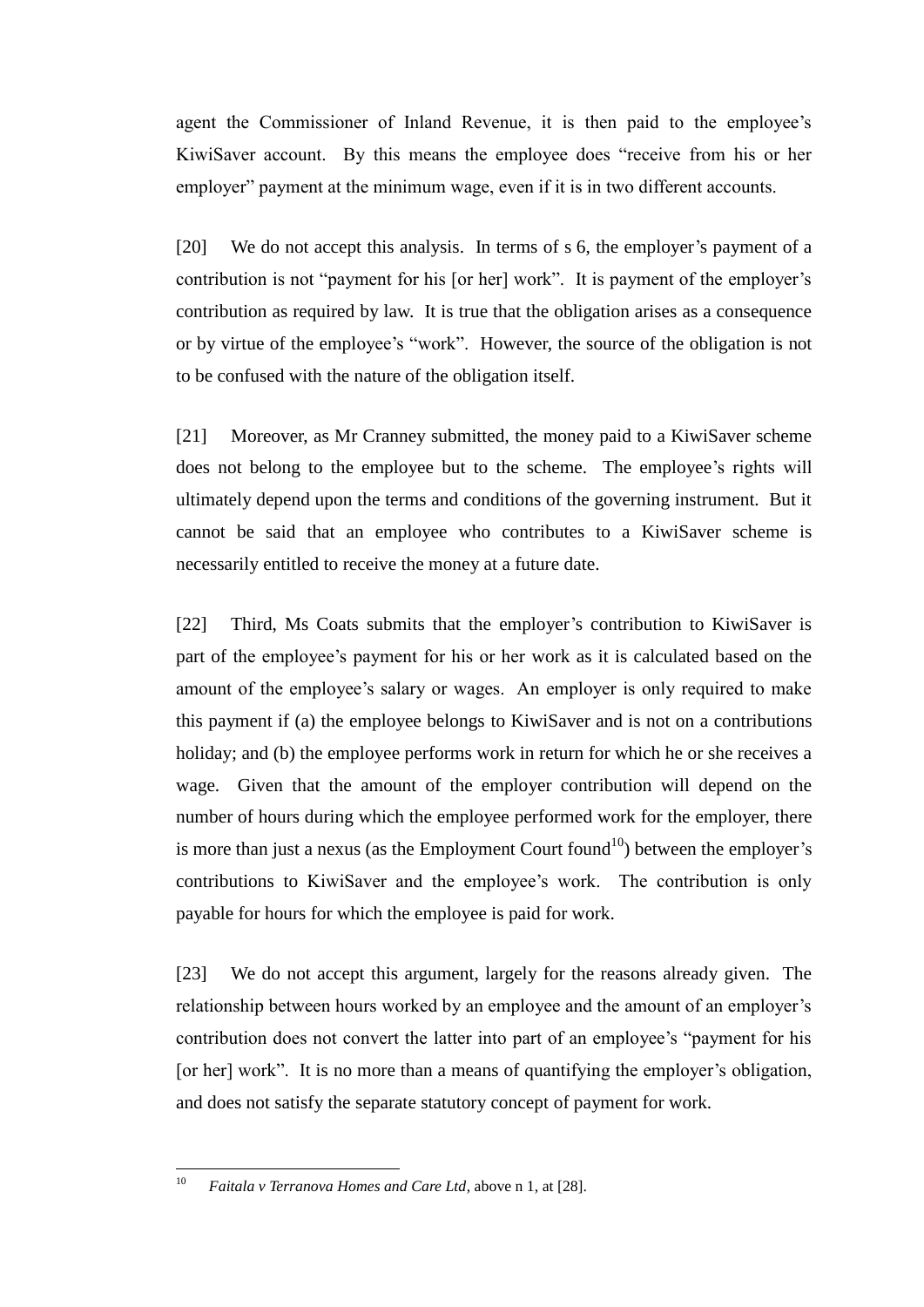agent the Commissioner of Inland Revenue, it is then paid to the employee's KiwiSaver account. By this means the employee does "receive from his or her employer" payment at the minimum wage, even if it is in two different accounts.

[20] We do not accept this analysis. In terms of s 6, the employer's payment of a contribution is not "payment for his [or her] work". It is payment of the employer's contribution as required by law. It is true that the obligation arises as a consequence or by virtue of the employee's "work". However, the source of the obligation is not to be confused with the nature of the obligation itself.

[21] Moreover, as Mr Cranney submitted, the money paid to a KiwiSaver scheme does not belong to the employee but to the scheme. The employee's rights will ultimately depend upon the terms and conditions of the governing instrument. But it cannot be said that an employee who contributes to a KiwiSaver scheme is necessarily entitled to receive the money at a future date.

[22] Third, Ms Coats submits that the employer's contribution to KiwiSaver is part of the employee's payment for his or her work as it is calculated based on the amount of the employee's salary or wages. An employer is only required to make this payment if (a) the employee belongs to KiwiSaver and is not on a contributions holiday; and (b) the employee performs work in return for which he or she receives a wage. Given that the amount of the employer contribution will depend on the number of hours during which the employee performed work for the employer, there is more than just a nexus (as the Employment Court found[10]) between the employer's contributions to KiwiSaver and the employee's work. The contribution is only payable for hours for which the employee is paid for work.

[23] We do not accept this argument, largely for the reasons already given. The relationship between hours worked by an employee and the amount of an employer's contribution does not convert the latter into part of an employee's "payment for his [or her] work". It is no more than a means of quantifying the employer's obligation, and does not satisfy the separate statutory concept of payment for work.

---

[10] *Faitala v Terranova Homes and Care Ltd*, above n 1, at [28].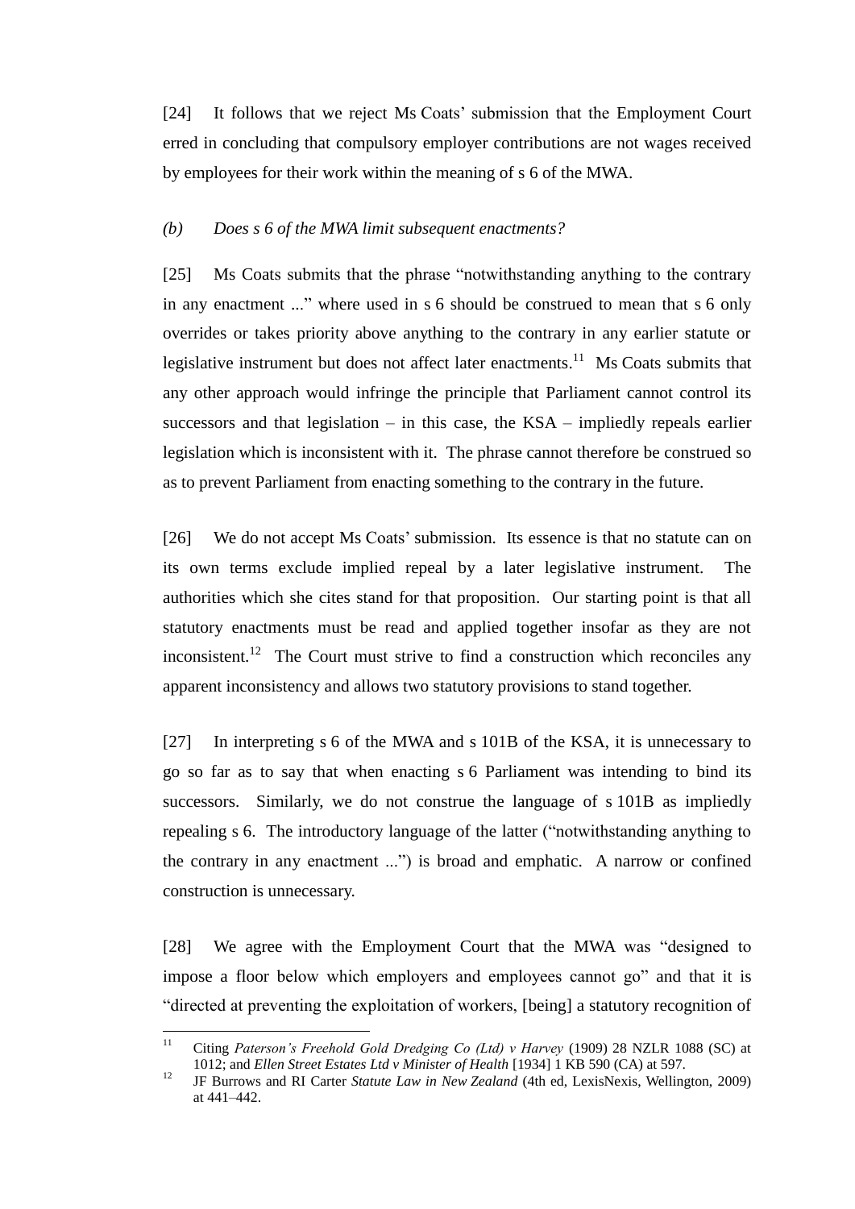[24] It follows that we reject Ms Coats' submission that the Employment Court erred in concluding that compulsory employer contributions are not wages received by employees for their work within the meaning of s 6 of the MWA.

*(b) Does s 6 of the MWA limit subsequent enactments?*

[25] Ms Coats submits that the phrase "notwithstanding anything to the contrary in any enactment ..." where used in s 6 should be construed to mean that s 6 only overrides or takes priority above anything to the contrary in any earlier statute or legislative instrument but does not affect later enactments.[11] Ms Coats submits that any other approach would infringe the principle that Parliament cannot control its successors and that legislation – in this case, the KSA – impliedly repeals earlier legislation which is inconsistent with it. The phrase cannot therefore be construed so as to prevent Parliament from enacting something to the contrary in the future.

[26] We do not accept Ms Coats' submission. Its essence is that no statute can on its own terms exclude implied repeal by a later legislative instrument. The authorities which she cites stand for that proposition. Our starting point is that all statutory enactments must be read and applied together insofar as they are not inconsistent.[12] The Court must strive to find a construction which reconciles any apparent inconsistency and allows two statutory provisions to stand together.

[27] In interpreting s 6 of the MWA and s 101B of the KSA, it is unnecessary to go so far as to say that when enacting s 6 Parliament was intending to bind its successors. Similarly, we do not construe the language of s 101B as impliedly repealing s 6. The introductory language of the latter ("notwithstanding anything to the contrary in any enactment ...") is broad and emphatic. A narrow or confined construction is unnecessary.

[28] We agree with the Employment Court that the MWA was "designed to impose a floor below which employers and employees cannot go" and that it is "directed at preventing the exploitation of workers, [being] a statutory recognition of

---

[11] Citing *Paterson's Freehold Gold Dredging Co (Ltd) v Harvey* (1909) 28 NZLR 1088 (SC) at 1012; and *Ellen Street Estates Ltd v Minister of Health* [1934] 1 KB 590 (CA) at 597.

[12] JF Burrows and RI Carter *Statute Law in New Zealand* (4th ed, LexisNexis, Wellington, 2009) at 441–442.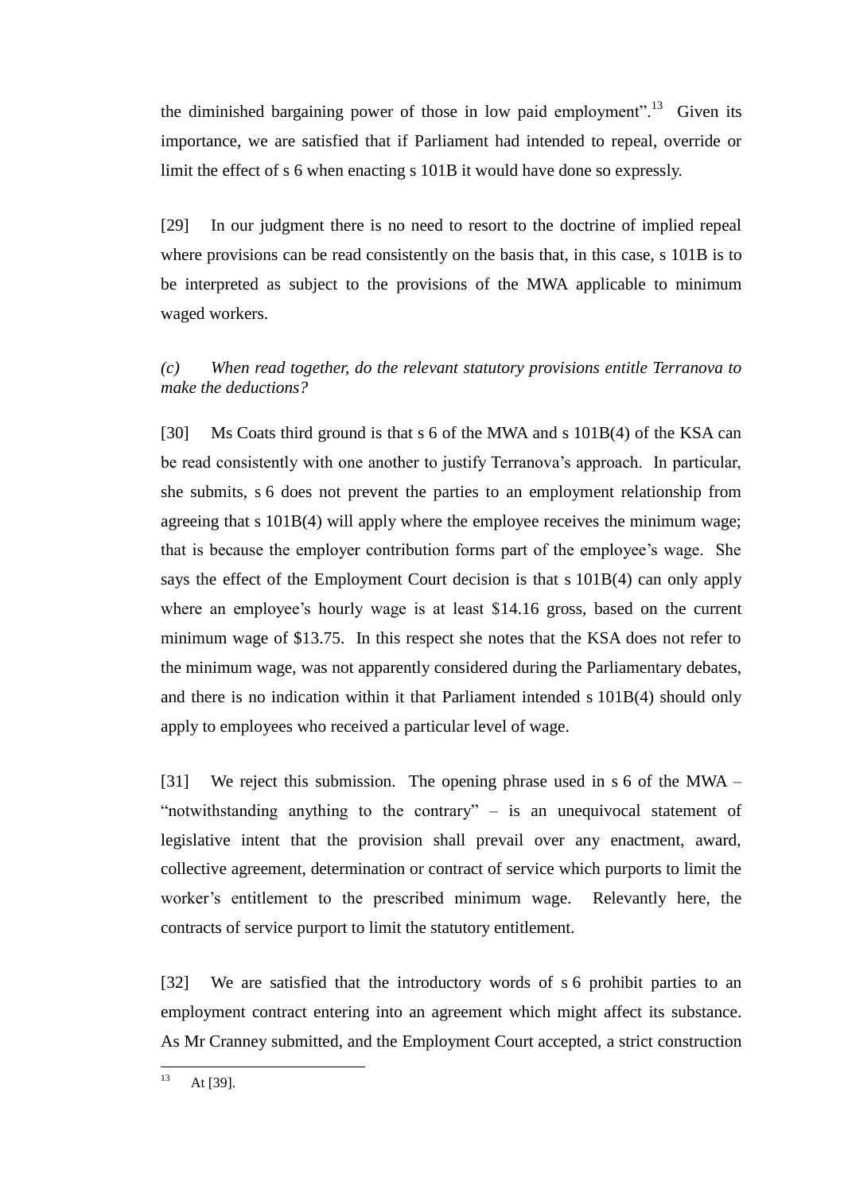the diminished bargaining power of those in low paid employment".[13] Given its importance, we are satisfied that if Parliament had intended to repeal, override or limit the effect of s 6 when enacting s 101B it would have done so expressly.

[29] In our judgment there is no need to resort to the doctrine of implied repeal where provisions can be read consistently on the basis that, in this case, s 101B is to be interpreted as subject to the provisions of the MWA applicable to minimum waged workers.

*(c) When read together, do the relevant statutory provisions entitle Terranova to make the deductions?*

[30] Ms Coats third ground is that s 6 of the MWA and s 101B(4) of the KSA can be read consistently with one another to justify Terranova's approach. In particular, she submits, s 6 does not prevent the parties to an employment relationship from agreeing that s 101B(4) will apply where the employee receives the minimum wage; that is because the employer contribution forms part of the employee's wage. She says the effect of the Employment Court decision is that s 101B(4) can only apply where an employee's hourly wage is at least \$14.16 gross, based on the current minimum wage of \$13.75. In this respect she notes that the KSA does not refer to the minimum wage, was not apparently considered during the Parliamentary debates, and there is no indication within it that Parliament intended s 101B(4) should only apply to employees who received a particular level of wage.

[31] We reject this submission. The opening phrase used in s 6 of the MWA – "notwithstanding anything to the contrary" – is an unequivocal statement of legislative intent that the provision shall prevail over any enactment, award, collective agreement, determination or contract of service which purports to limit the worker's entitlement to the prescribed minimum wage. Relevantly here, the contracts of service purport to limit the statutory entitlement.

[32] We are satisfied that the introductory words of s 6 prohibit parties to an employment contract entering into an agreement which might affect its substance. As Mr Cranney submitted, and the Employment Court accepted, a strict construction

[13] At [39].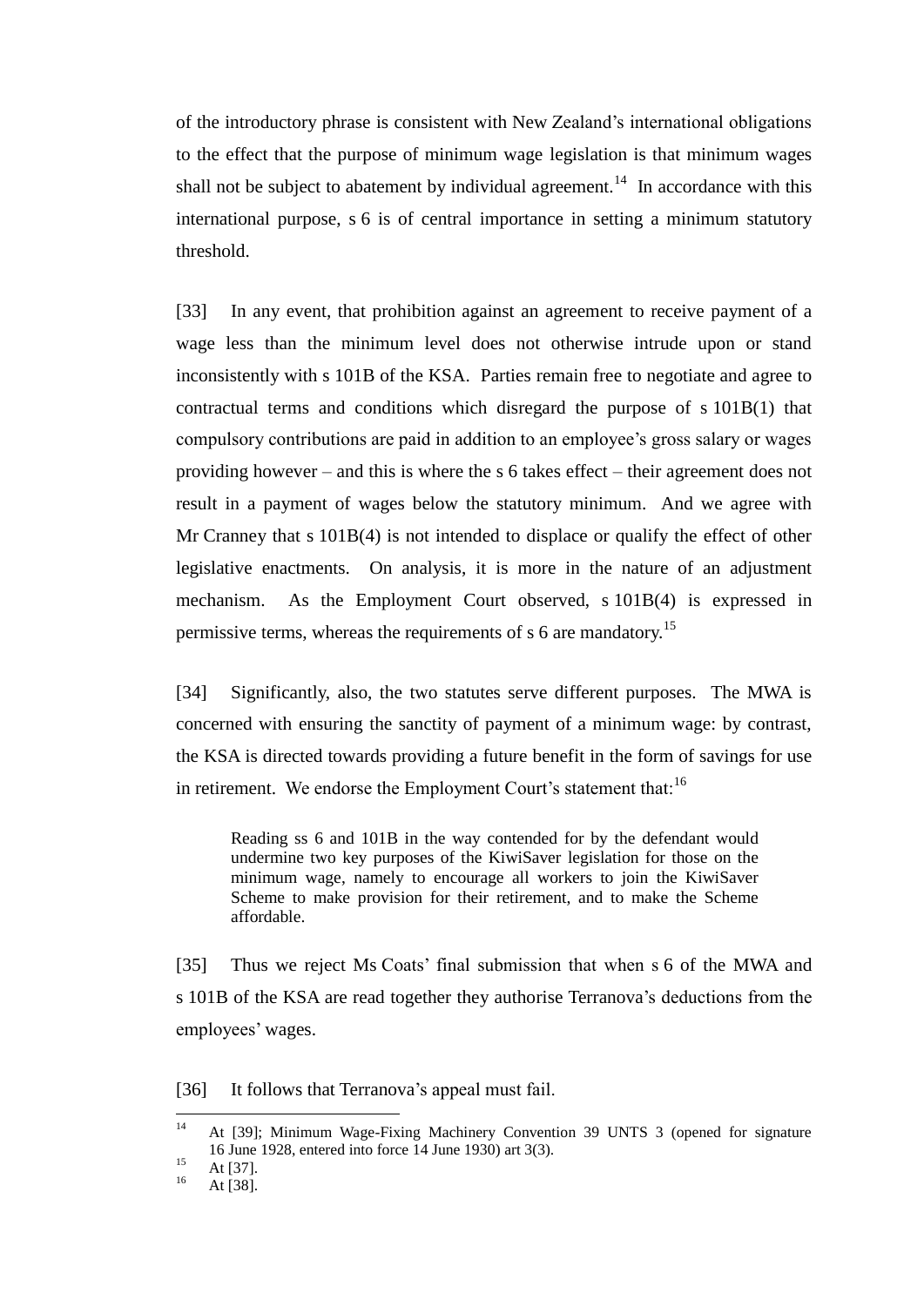of the introductory phrase is consistent with New Zealand's international obligations to the effect that the purpose of minimum wage legislation is that minimum wages shall not be subject to abatement by individual agreement.[14] In accordance with this international purpose, s 6 is of central importance in setting a minimum statutory threshold.

[33] In any event, that prohibition against an agreement to receive payment of a wage less than the minimum level does not otherwise intrude upon or stand inconsistently with s 101B of the KSA. Parties remain free to negotiate and agree to contractual terms and conditions which disregard the purpose of s 101B(1) that compulsory contributions are paid in addition to an employee's gross salary or wages providing however – and this is where the s 6 takes effect – their agreement does not result in a payment of wages below the statutory minimum. And we agree with Mr Cranney that s 101B(4) is not intended to displace or qualify the effect of other legislative enactments. On analysis, it is more in the nature of an adjustment mechanism. As the Employment Court observed, s 101B(4) is expressed in permissive terms, whereas the requirements of s 6 are mandatory.[15]

[34] Significantly, also, the two statutes serve different purposes. The MWA is concerned with ensuring the sanctity of payment of a minimum wage: by contrast, the KSA is directed towards providing a future benefit in the form of savings for use in retirement. We endorse the Employment Court's statement that:[16]

> Reading ss 6 and 101B in the way contended for by the defendant would undermine two key purposes of the KiwiSaver legislation for those on the minimum wage, namely to encourage all workers to join the KiwiSaver Scheme to make provision for their retirement, and to make the Scheme affordable.

[35] Thus we reject Ms Coats' final submission that when s 6 of the MWA and s 101B of the KSA are read together they authorise Terranova's deductions from the employees' wages.

[36] It follows that Terranova's appeal must fail.

---

[14] At [39]; Minimum Wage-Fixing Machinery Convention 39 UNTS 3 (opened for signature 16 June 1928, entered into force 14 June 1930) art 3(3).

[15] At [37].

[16] At [38].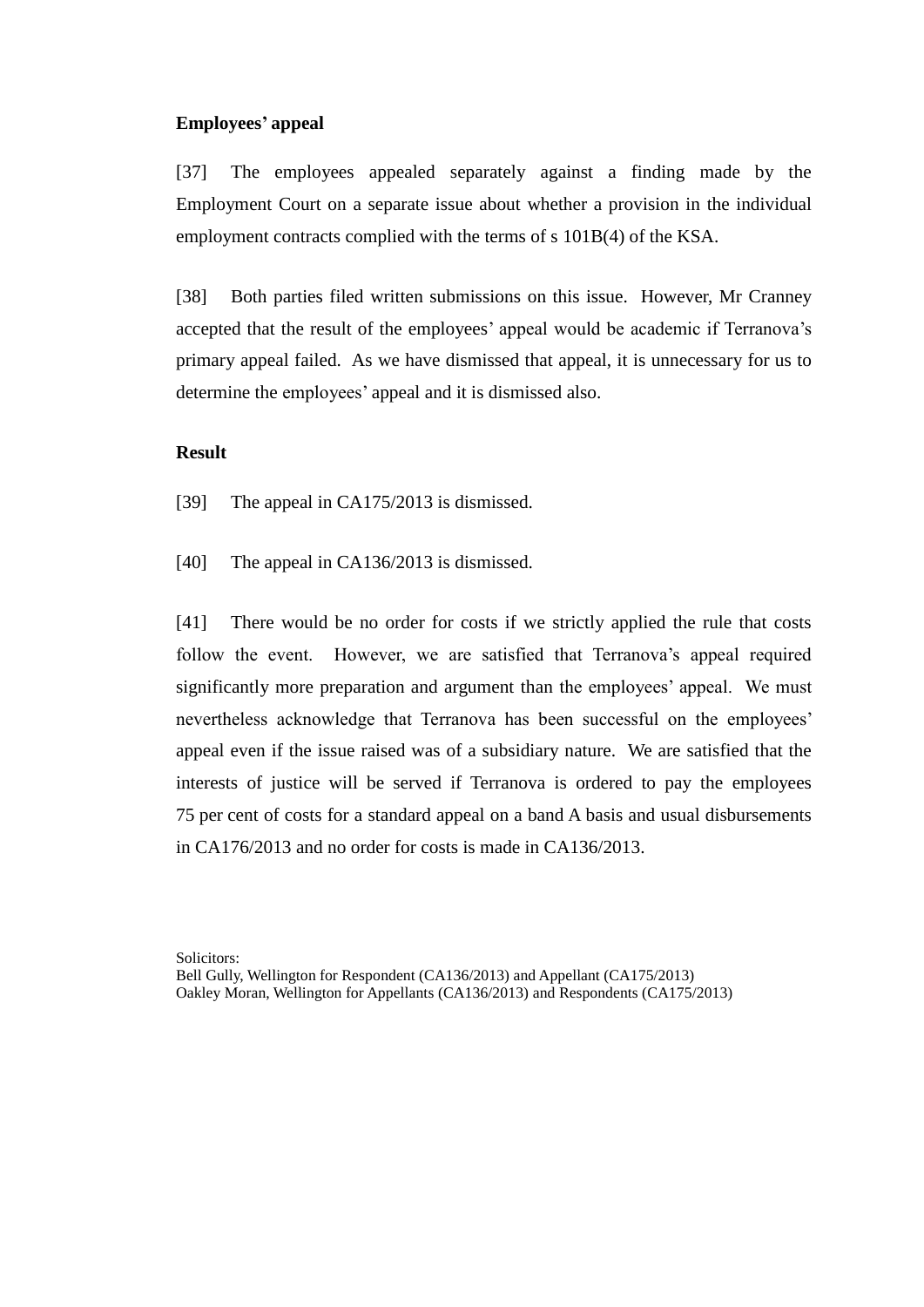**Employees' appeal**

[37] The employees appealed separately against a finding made by the Employment Court on a separate issue about whether a provision in the individual employment contracts complied with the terms of s 101B(4) of the KSA.

[38] Both parties filed written submissions on this issue. However, Mr Cranney accepted that the result of the employees' appeal would be academic if Terranova's primary appeal failed. As we have dismissed that appeal, it is unnecessary for us to determine the employees' appeal and it is dismissed also.

**Result**

[39] The appeal in CA175/2013 is dismissed.

[40] The appeal in CA136/2013 is dismissed.

[41] There would be no order for costs if we strictly applied the rule that costs follow the event. However, we are satisfied that Terranova's appeal required significantly more preparation and argument than the employees' appeal. We must nevertheless acknowledge that Terranova has been successful on the employees' appeal even if the issue raised was of a subsidiary nature. We are satisfied that the interests of justice will be served if Terranova is ordered to pay the employees 75 per cent of costs for a standard appeal on a band A basis and usual disbursements in CA176/2013 and no order for costs is made in CA136/2013.

Solicitors:
Bell Gully, Wellington for Respondent (CA136/2013) and Appellant (CA175/2013)
Oakley Moran, Wellington for Appellants (CA136/2013) and Respondents (CA175/2013)